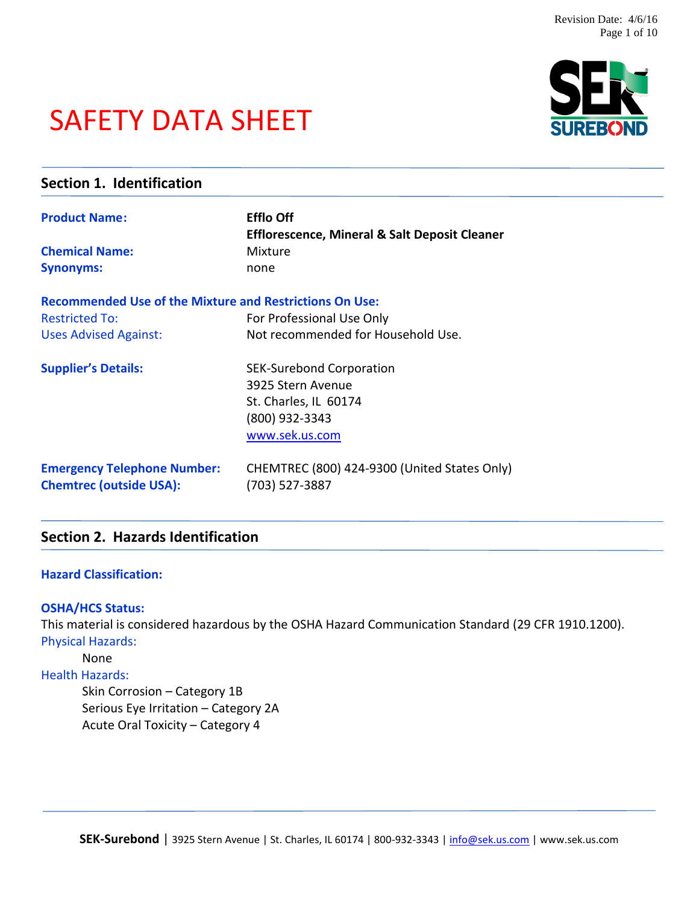# SAFETY DATA SHEET

## Section 1. Identification

**Product Name:** **Efflo Off**
**Efflorescence, Mineral & Salt Deposit Cleaner**

**Chemical Name:** Mixture

**Synonyms:** none

**Recommended Use of the Mixture and Restrictions On Use:**

Restricted To: For Professional Use Only

Uses Advised Against: Not recommended for Household Use.

**Supplier's Details:**
SEK-Surebond Corporation
3925 Stern Avenue
St. Charles, IL 60174
(800) 932-3343
www.sek.us.com

**Emergency Telephone Number:** CHEMTREC (800) 424-9300 (United States Only)

**Chemtrec (outside USA):** (703) 527-3887

## Section 2. Hazards Identification

**Hazard Classification:**

**OSHA/HCS Status:**

This material is considered hazardous by the OSHA Hazard Communication Standard (29 CFR 1910.1200).

Physical Hazards:

- None

Health Hazards:

- Skin Corrosion – Category 1B
- Serious Eye Irritation – Category 2A
- Acute Oral Toxicity – Category 4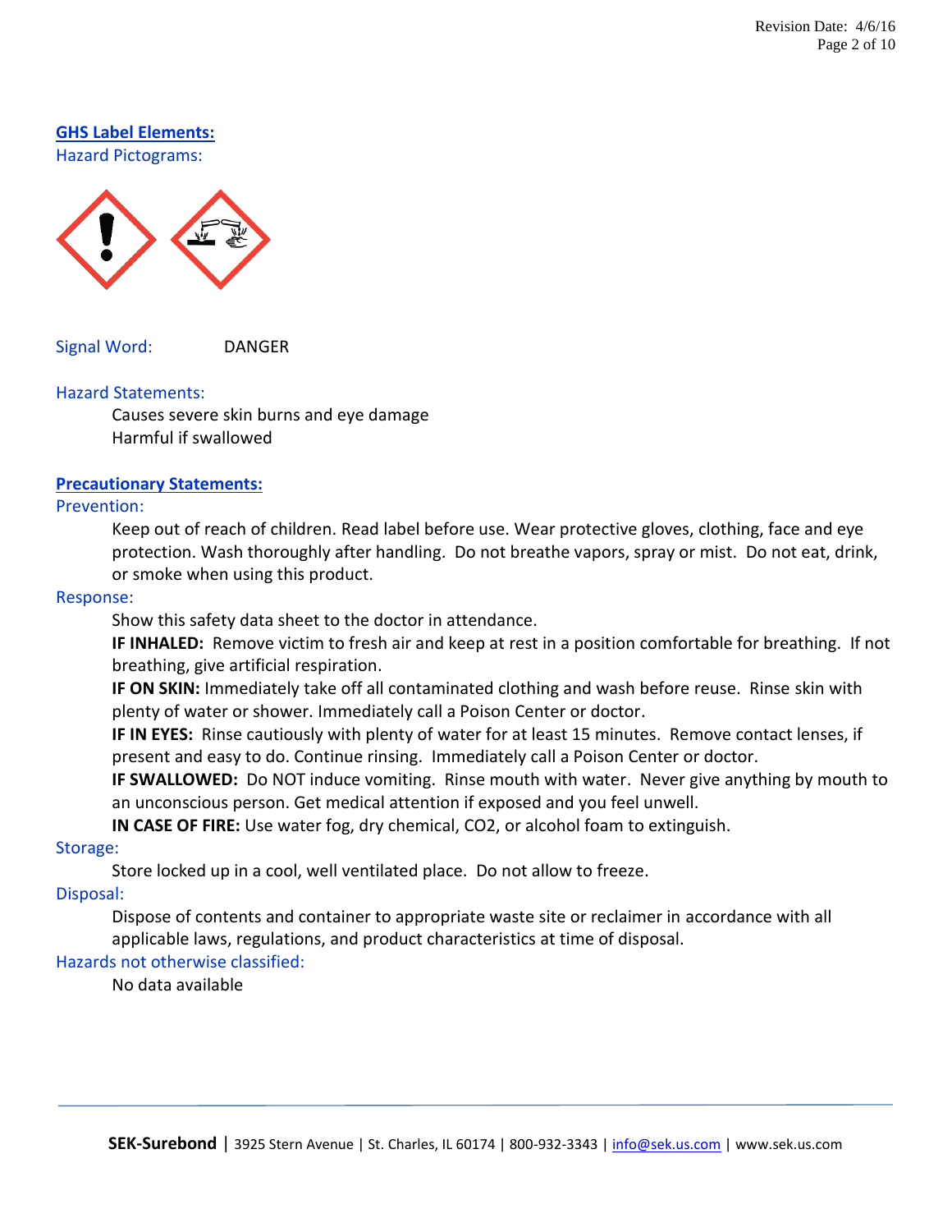## GHS Label Elements:

### Hazard Pictograms:

Signal Word: DANGER

### Hazard Statements:

Causes severe skin burns and eye damage
Harmful if swallowed

## Precautionary Statements:

### Prevention:

Keep out of reach of children. Read label before use. Wear protective gloves, clothing, face and eye protection. Wash thoroughly after handling. Do not breathe vapors, spray or mist. Do not eat, drink, or smoke when using this product.

### Response:

Show this safety data sheet to the doctor in attendance.

**IF INHALED:** Remove victim to fresh air and keep at rest in a position comfortable for breathing. If not breathing, give artificial respiration.

**IF ON SKIN:** Immediately take off all contaminated clothing and wash before reuse. Rinse skin with plenty of water or shower. Immediately call a Poison Center or doctor.

**IF IN EYES:** Rinse cautiously with plenty of water for at least 15 minutes. Remove contact lenses, if present and easy to do. Continue rinsing. Immediately call a Poison Center or doctor.

**IF SWALLOWED:** Do NOT induce vomiting. Rinse mouth with water. Never give anything by mouth to an unconscious person. Get medical attention if exposed and you feel unwell.

**IN CASE OF FIRE:** Use water fog, dry chemical, $CO_2$, or alcohol foam to extinguish.

### Storage:

Store locked up in a cool, well ventilated place. Do not allow to freeze.

### Disposal:

Dispose of contents and container to appropriate waste site or reclaimer in accordance with all applicable laws, regulations, and product characteristics at time of disposal.

### Hazards not otherwise classified:

No data available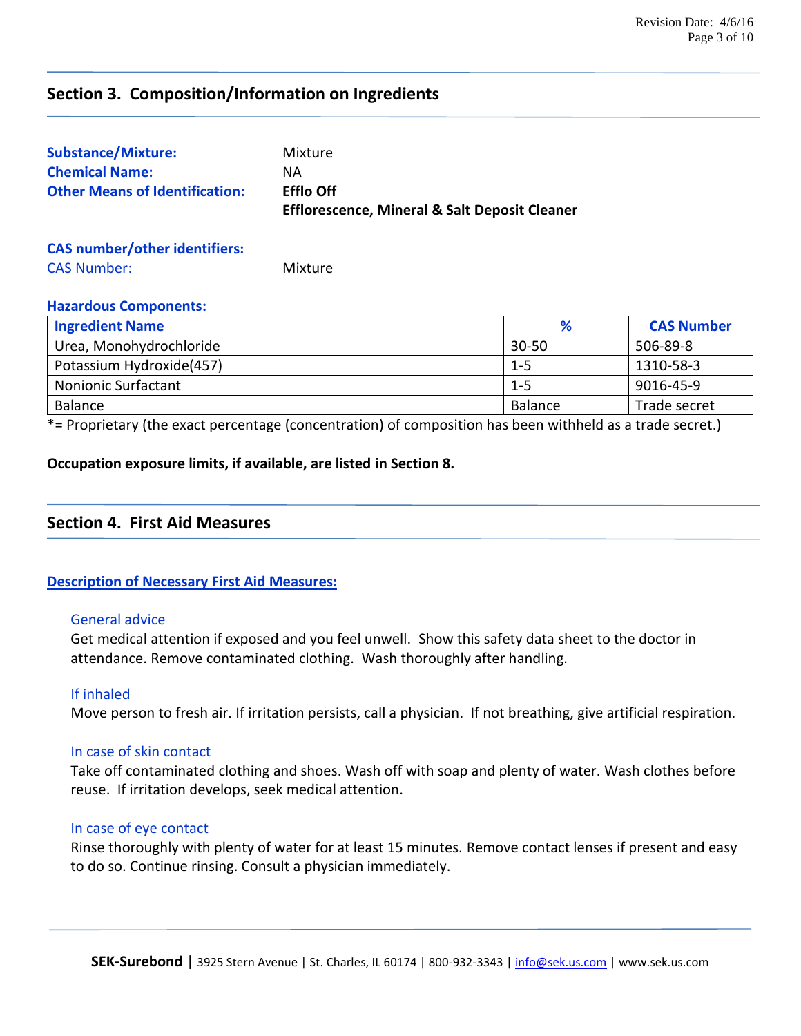## Section 3. Composition/Information on Ingredients

**Substance/Mixture:** Mixture
**Chemical Name:** NA
**Other Means of Identification:** **Efflo Off**
**Efflorescence, Mineral & Salt Deposit Cleaner**

**CAS number/other identifiers:**
CAS Number: Mixture

**Hazardous Components:**

| Ingredient Name | % | CAS Number |
|---|---|---|
| Urea, Monohydrochloride | 30-50 | 506-89-8 |
| Potassium Hydroxide(457) | 1-5 | 1310-58-3 |
| Nonionic Surfactant | 1-5 | 9016-45-9 |
| Balance | Balance | Trade secret |

*= Proprietary (the exact percentage (concentration) of composition has been withheld as a trade secret.)

**Occupation exposure limits, if available, are listed in Section 8.**

## Section 4. First Aid Measures

**Description of Necessary First Aid Measures:**

### General advice
Get medical attention if exposed and you feel unwell. Show this safety data sheet to the doctor in attendance. Remove contaminated clothing. Wash thoroughly after handling.

### If inhaled
Move person to fresh air. If irritation persists, call a physician. If not breathing, give artificial respiration.

### In case of skin contact
Take off contaminated clothing and shoes. Wash off with soap and plenty of water. Wash clothes before reuse. If irritation develops, seek medical attention.

### In case of eye contact
Rinse thoroughly with plenty of water for at least 15 minutes. Remove contact lenses if present and easy to do so. Continue rinsing. Consult a physician immediately.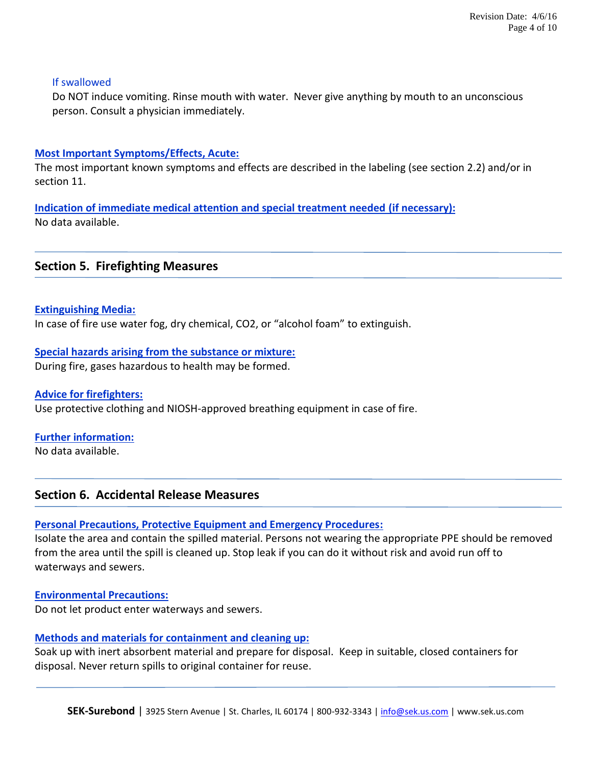#### If swallowed

Do NOT induce vomiting. Rinse mouth with water. Never give anything by mouth to an unconscious person. Consult a physician immediately.

**Most Important Symptoms/Effects, Acute:**

The most important known symptoms and effects are described in the labeling (see section 2.2) and/or in section 11.

**Indication of immediate medical attention and special treatment needed (if necessary):**

No data available.

## Section 5. Firefighting Measures

**Extinguishing Media:**

In case of fire use water fog, dry chemical, $CO_2$, or "alcohol foam" to extinguish.

**Special hazards arising from the substance or mixture:**

During fire, gases hazardous to health may be formed.

**Advice for firefighters:**

Use protective clothing and NIOSH-approved breathing equipment in case of fire.

**Further information:**

No data available.

## Section 6. Accidental Release Measures

**Personal Precautions, Protective Equipment and Emergency Procedures:**

Isolate the area and contain the spilled material. Persons not wearing the appropriate PPE should be removed from the area until the spill is cleaned up. Stop leak if you can do it without risk and avoid run off to waterways and sewers.

**Environmental Precautions:**

Do not let product enter waterways and sewers.

**Methods and materials for containment and cleaning up:**

Soak up with inert absorbent material and prepare for disposal. Keep in suitable, closed containers for disposal. Never return spills to original container for reuse.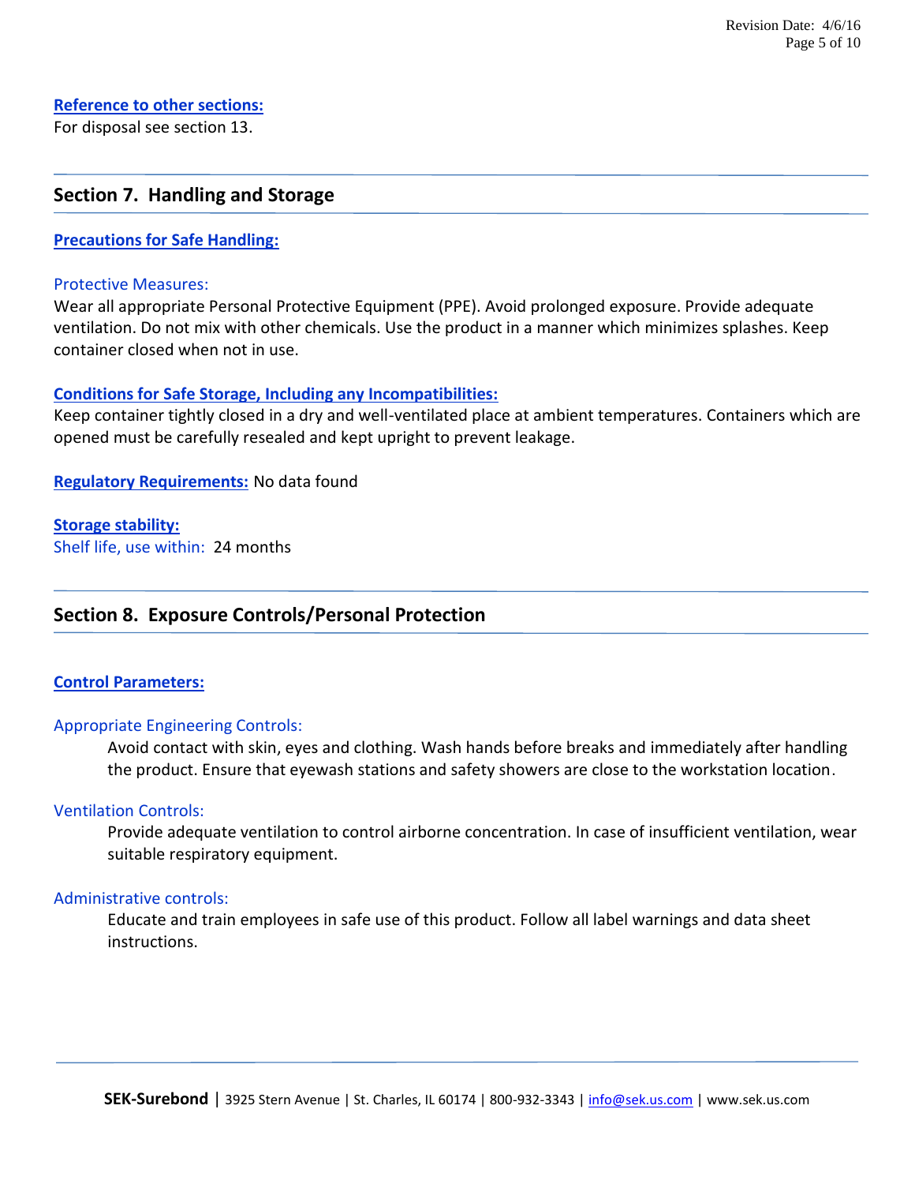**Reference to other sections:**

For disposal see section 13.

## Section 7. Handling and Storage

**Precautions for Safe Handling:**

Protective Measures:

Wear all appropriate Personal Protective Equipment (PPE). Avoid prolonged exposure. Provide adequate ventilation. Do not mix with other chemicals. Use the product in a manner which minimizes splashes. Keep container closed when not in use.

**Conditions for Safe Storage, Including any Incompatibilities:**

Keep container tightly closed in a dry and well-ventilated place at ambient temperatures. Containers which are opened must be carefully resealed and kept upright to prevent leakage.

**Regulatory Requirements:** No data found

**Storage stability:**

Shelf life, use within: 24 months

## Section 8. Exposure Controls/Personal Protection

**Control Parameters:**

Appropriate Engineering Controls:

Avoid contact with skin, eyes and clothing. Wash hands before breaks and immediately after handling the product. Ensure that eyewash stations and safety showers are close to the workstation location.

Ventilation Controls:

Provide adequate ventilation to control airborne concentration. In case of insufficient ventilation, wear suitable respiratory equipment.

Administrative controls:

Educate and train employees in safe use of this product. Follow all label warnings and data sheet instructions.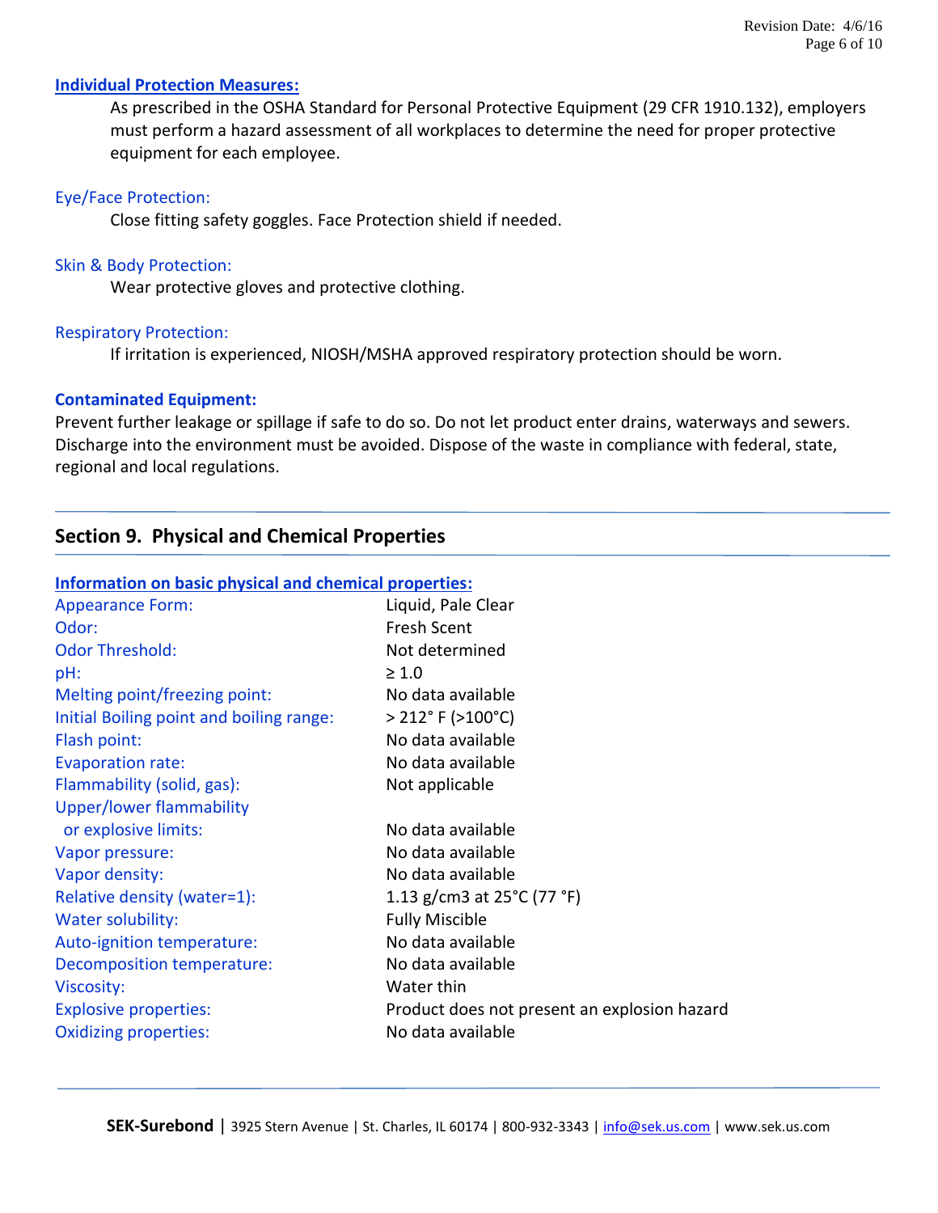### Individual Protection Measures:

As prescribed in the OSHA Standard for Personal Protective Equipment (29 CFR 1910.132), employers must perform a hazard assessment of all workplaces to determine the need for proper protective equipment for each employee.

Eye/Face Protection:

Close fitting safety goggles. Face Protection shield if needed.

Skin & Body Protection:

Wear protective gloves and protective clothing.

Respiratory Protection:

If irritation is experienced, NIOSH/MSHA approved respiratory protection should be worn.

### Contaminated Equipment:

Prevent further leakage or spillage if safe to do so. Do not let product enter drains, waterways and sewers. Discharge into the environment must be avoided. Dispose of the waste in compliance with federal, state, regional and local regulations.

## Section 9. Physical and Chemical Properties

### Information on basic physical and chemical properties:

| | |
|---|---|
| Appearance Form: | Liquid, Pale Clear |
| Odor: | Fresh Scent |
| Odor Threshold: | Not determined |
| pH: | ≥ 1.0 |
| Melting point/freezing point: | No data available |
| Initial Boiling point and boiling range: | > 212° F (>100°C) |
| Flash point: | No data available |
| Evaporation rate: | No data available |
| Flammability (solid, gas): | Not applicable |
| Upper/lower flammability or explosive limits: | No data available |
| Vapor pressure: | No data available |
| Vapor density: | No data available |
| Relative density (water=1): | 1.13 g/cm3 at 25°C (77 °F) |
| Water solubility: | Fully Miscible |
| Auto-ignition temperature: | No data available |
| Decomposition temperature: | No data available |
| Viscosity: | Water thin |
| Explosive properties: | Product does not present an explosion hazard |
| Oxidizing properties: | No data available |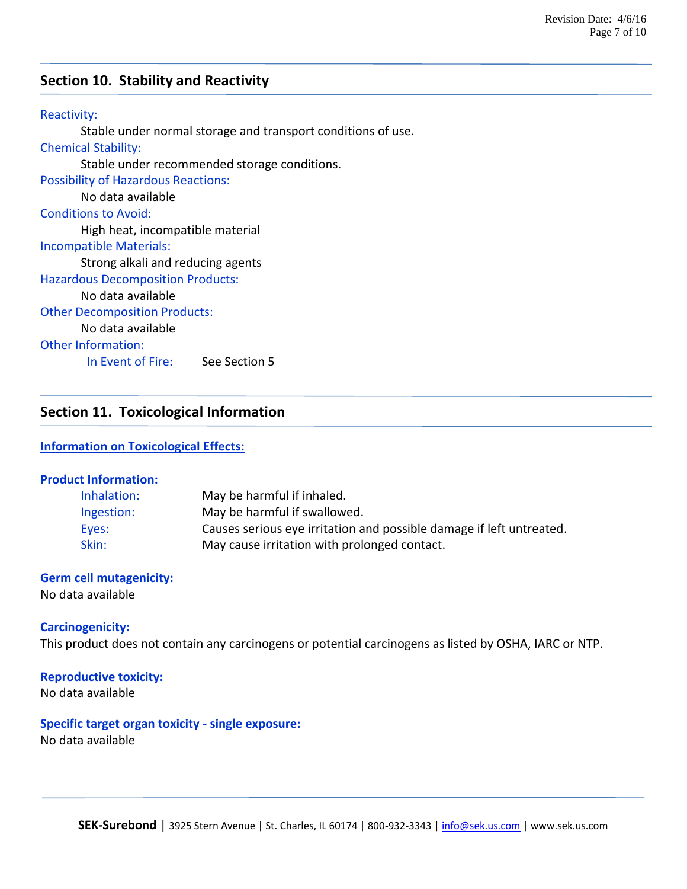## Section 10. Stability and Reactivity

Reactivity:

Stable under normal storage and transport conditions of use.

Chemical Stability:

Stable under recommended storage conditions.

Possibility of Hazardous Reactions:

No data available

Conditions to Avoid:

High heat, incompatible material

Incompatible Materials:

Strong alkali and reducing agents

Hazardous Decomposition Products:

No data available

Other Decomposition Products:

No data available

Other Information:

In Event of Fire: See Section 5

## Section 11. Toxicological Information

**Information on Toxicological Effects:**

**Product Information:**

| | |
|---|---|
| Inhalation: | May be harmful if inhaled. |
| Ingestion: | May be harmful if swallowed. |
| Eyes: | Causes serious eye irritation and possible damage if left untreated. |
| Skin: | May cause irritation with prolonged contact. |

**Germ cell mutagenicity:**

No data available

**Carcinogenicity:**

This product does not contain any carcinogens or potential carcinogens as listed by OSHA, IARC or NTP.

**Reproductive toxicity:**

No data available

**Specific target organ toxicity - single exposure:**

No data available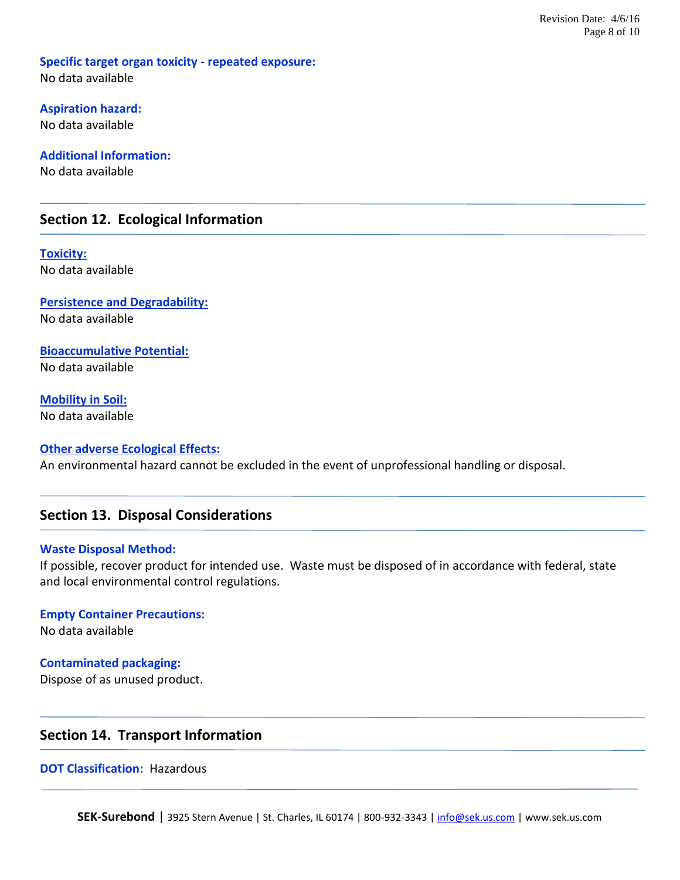**Specific target organ toxicity - repeated exposure:**
No data available

**Aspiration hazard:**
No data available

**Additional Information:**
No data available

## Section 12. Ecological Information

**Toxicity:**
No data available

**Persistence and Degradability:**
No data available

**Bioaccumulative Potential:**
No data available

**Mobility in Soil:**
No data available

**Other adverse Ecological Effects:**
An environmental hazard cannot be excluded in the event of unprofessional handling or disposal.

## Section 13. Disposal Considerations

**Waste Disposal Method:**
If possible, recover product for intended use. Waste must be disposed of in accordance with federal, state and local environmental control regulations.

**Empty Container Precautions:**
No data available

**Contaminated packaging:**
Dispose of as unused product.

## Section 14. Transport Information

**DOT Classification:** Hazardous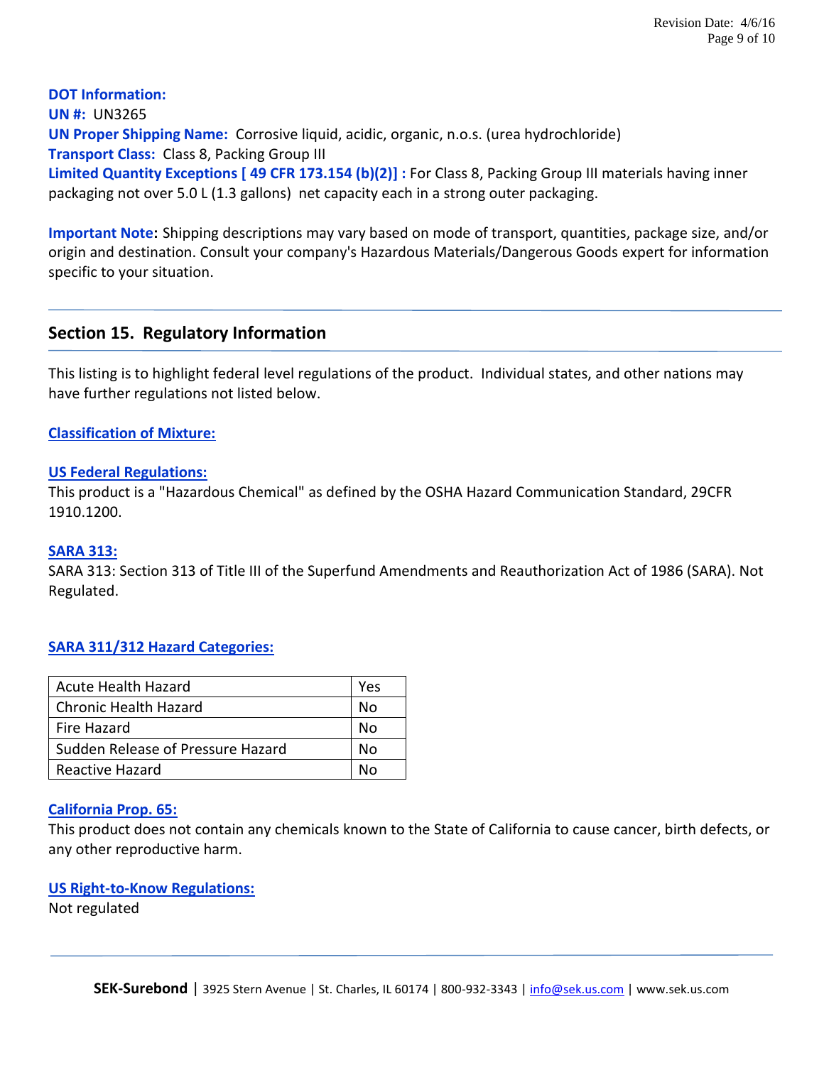**DOT Information:**

**UN #:** UN3265

**UN Proper Shipping Name:** Corrosive liquid, acidic, organic, n.o.s. (urea hydrochloride)

**Transport Class:** Class 8, Packing Group III

**Limited Quantity Exceptions [ 49 CFR 173.154 (b)(2)] :** For Class 8, Packing Group III materials having inner packaging not over 5.0 L (1.3 gallons) net capacity each in a strong outer packaging.

**Important Note:** Shipping descriptions may vary based on mode of transport, quantities, package size, and/or origin and destination. Consult your company's Hazardous Materials/Dangerous Goods expert for information specific to your situation.

## Section 15. Regulatory Information

This listing is to highlight federal level regulations of the product. Individual states, and other nations may have further regulations not listed below.

**Classification of Mixture:**

**US Federal Regulations:**

This product is a "Hazardous Chemical" as defined by the OSHA Hazard Communication Standard, 29CFR 1910.1200.

**SARA 313:**

SARA 313: Section 313 of Title III of the Superfund Amendments and Reauthorization Act of 1986 (SARA). Not Regulated.

**SARA 311/312 Hazard Categories:**

| | |
|---|---|
| Acute Health Hazard | Yes |
| Chronic Health Hazard | No |
| Fire Hazard | No |
| Sudden Release of Pressure Hazard | No |
| Reactive Hazard | No |

**California Prop. 65:**

This product does not contain any chemicals known to the State of California to cause cancer, birth defects, or any other reproductive harm.

**US Right-to-Know Regulations:**

Not regulated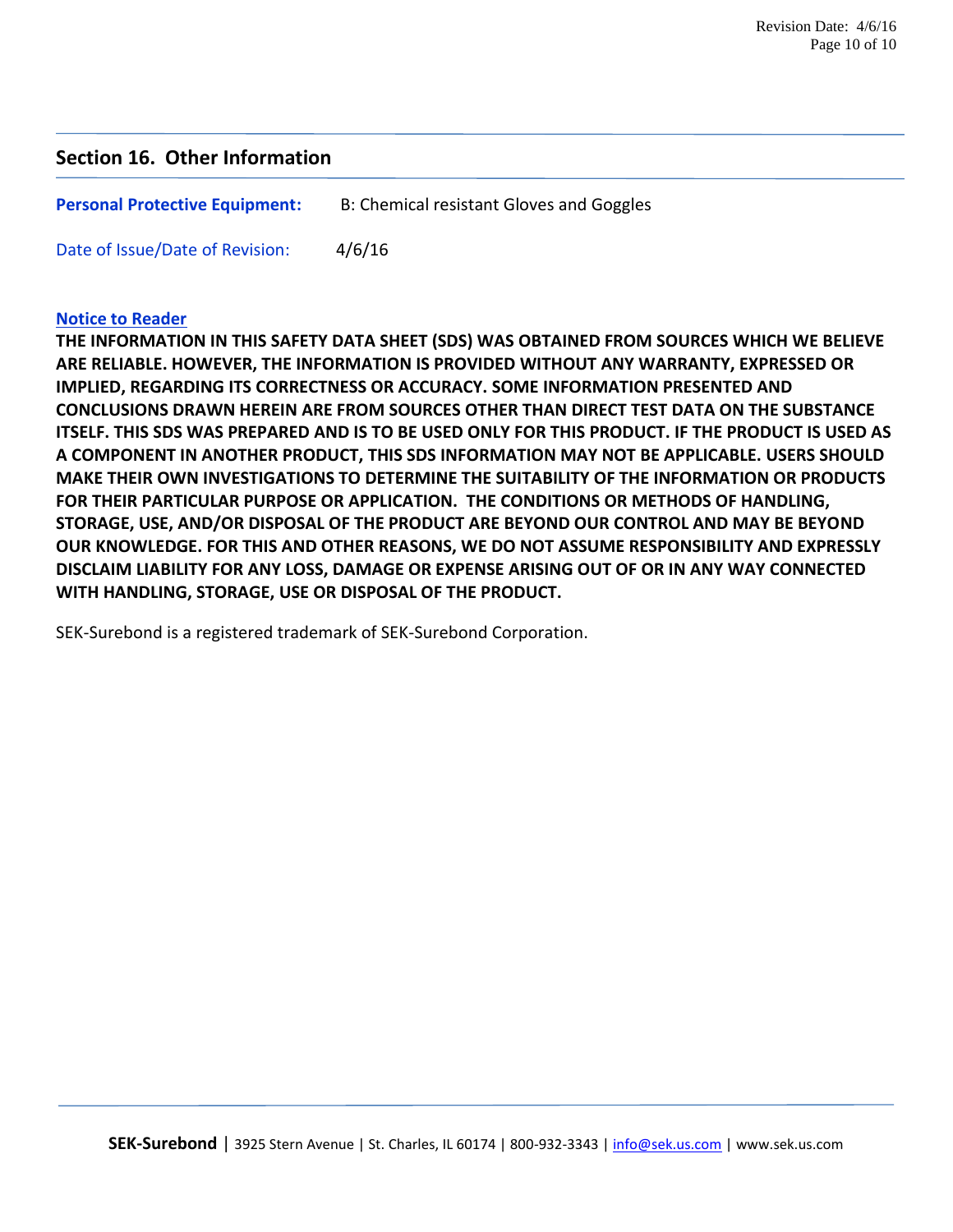## Section 16. Other Information

**Personal Protective Equipment:** B: Chemical resistant Gloves and Goggles

Date of Issue/Date of Revision: 4/6/16

**Notice to Reader**

**THE INFORMATION IN THIS SAFETY DATA SHEET (SDS) WAS OBTAINED FROM SOURCES WHICH WE BELIEVE ARE RELIABLE. HOWEVER, THE INFORMATION IS PROVIDED WITHOUT ANY WARRANTY, EXPRESSED OR IMPLIED, REGARDING ITS CORRECTNESS OR ACCURACY. SOME INFORMATION PRESENTED AND CONCLUSIONS DRAWN HEREIN ARE FROM SOURCES OTHER THAN DIRECT TEST DATA ON THE SUBSTANCE ITSELF. THIS SDS WAS PREPARED AND IS TO BE USED ONLY FOR THIS PRODUCT. IF THE PRODUCT IS USED AS A COMPONENT IN ANOTHER PRODUCT, THIS SDS INFORMATION MAY NOT BE APPLICABLE. USERS SHOULD MAKE THEIR OWN INVESTIGATIONS TO DETERMINE THE SUITABILITY OF THE INFORMATION OR PRODUCTS FOR THEIR PARTICULAR PURPOSE OR APPLICATION. THE CONDITIONS OR METHODS OF HANDLING, STORAGE, USE, AND/OR DISPOSAL OF THE PRODUCT ARE BEYOND OUR CONTROL AND MAY BE BEYOND OUR KNOWLEDGE. FOR THIS AND OTHER REASONS, WE DO NOT ASSUME RESPONSIBILITY AND EXPRESSLY DISCLAIM LIABILITY FOR ANY LOSS, DAMAGE OR EXPENSE ARISING OUT OF OR IN ANY WAY CONNECTED WITH HANDLING, STORAGE, USE OR DISPOSAL OF THE PRODUCT.**

SEK-Surebond is a registered trademark of SEK-Surebond Corporation.